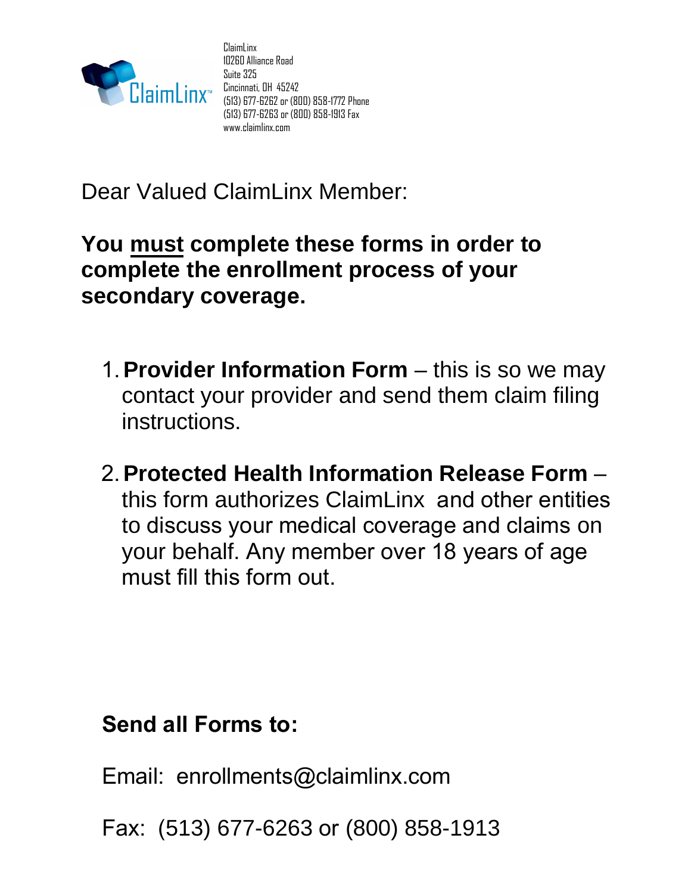ClaimLinx
10260 Alliance Road
Suite 325
Cincinnati, OH 45242
(513) 677-6262 or (800) 858-1772 Phone
(513) 677-6263 or (800) 858-1913 Fax
www.claimlinx.com

Dear Valued ClaimLinx Member:

**You <u>must</u> complete these forms in order to complete the enrollment process of your secondary coverage.**

1. **Provider Information Form** – this is so we may contact your provider and send them claim filing instructions.

2. **Protected Health Information Release Form** – this form authorizes ClaimLinx and other entities to discuss your medical coverage and claims on your behalf. Any member over 18 years of age must fill this form out.

**Send all Forms to:**

Email: enrollments@claimlinx.com

Fax: (513) 677-6263 or (800) 858-1913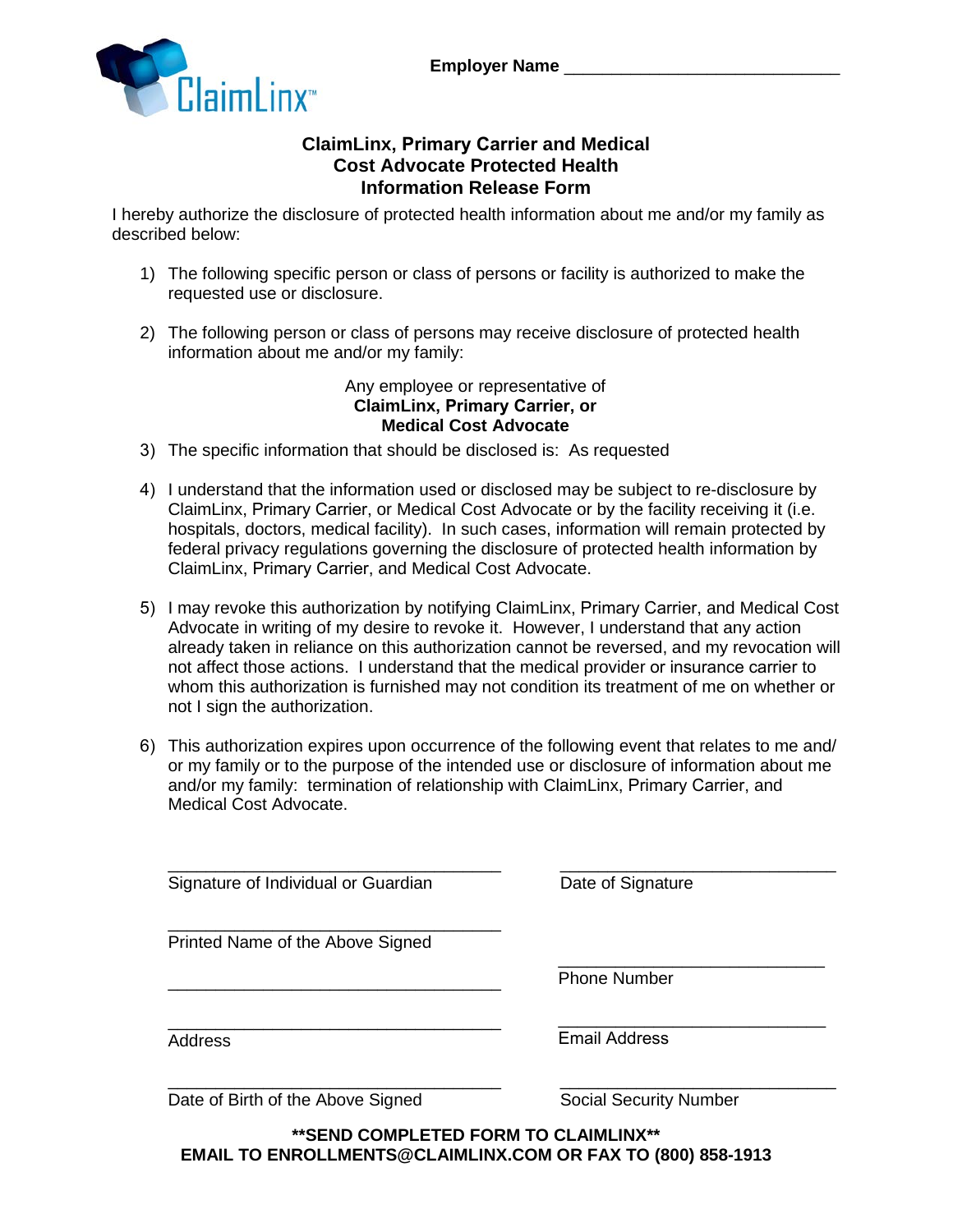ClaimLinx™

**Employer Name** ____________________________

# ClaimLinx, Primary Carrier and Medical Cost Advocate Protected Health Information Release Form

I hereby authorize the disclosure of protected health information about me and/or my family as described below:

1) The following specific person or class of persons or facility is authorized to make the requested use or disclosure.

2) The following person or class of persons may receive disclosure of protected health information about me and/or my family:

   Any employee or representative of
   **ClaimLinx, Primary Carrier, or**
   **Medical Cost Advocate**

3) The specific information that should be disclosed is: As requested

4) I understand that the information used or disclosed may be subject to re-disclosure by ClaimLinx, Primary Carrier, or Medical Cost Advocate or by the facility receiving it (i.e. hospitals, doctors, medical facility). In such cases, information will remain protected by federal privacy regulations governing the disclosure of protected health information by ClaimLinx, Primary Carrier, and Medical Cost Advocate.

5) I may revoke this authorization by notifying ClaimLinx, Primary Carrier, and Medical Cost Advocate in writing of my desire to revoke it. However, I understand that any action already taken in reliance on this authorization cannot be reversed, and my revocation will not affect those actions. I understand that the medical provider or insurance carrier to whom this authorization is furnished may not condition its treatment of me on whether or not I sign the authorization.

6) This authorization expires upon occurrence of the following event that relates to me and/or my family or to the purpose of the intended use or disclosure of information about me and/or my family: termination of relationship with ClaimLinx, Primary Carrier, and Medical Cost Advocate.

____________________________________ Signature of Individual or Guardian

____________________________________ Date of Signature

____________________________________ Printed Name of the Above Signed

____________________________________ Phone Number

____________________________________

____________________________________ Address

____________________________________ Email Address

____________________________________ Date of Birth of the Above Signed

____________________________________ Social Security Number

**\*\*SEND COMPLETED FORM TO CLAIMLINX\*\***
**EMAIL TO ENROLLMENTS@CLAIMLINX.COM OR FAX TO (800) 858-1913**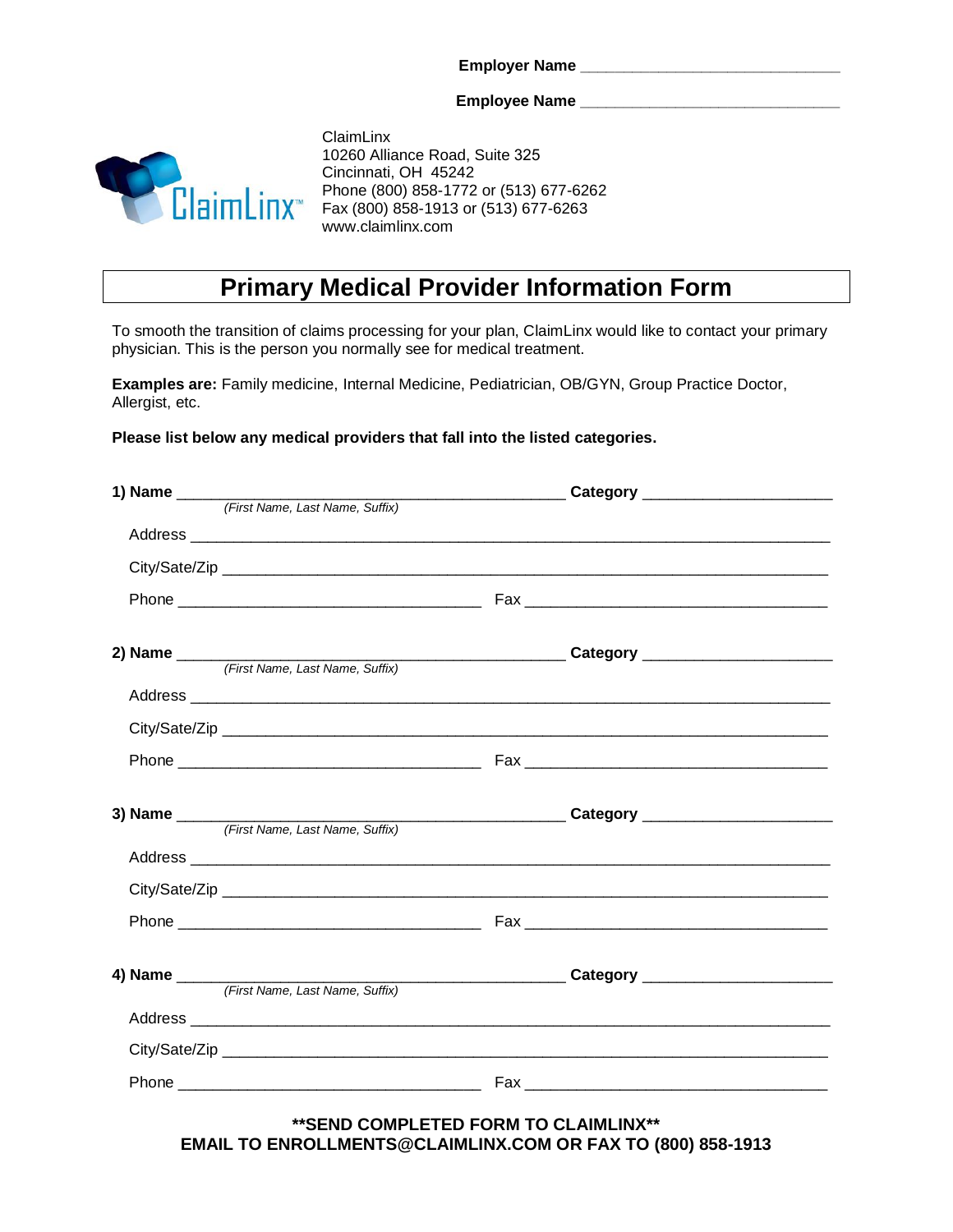**Employer Name** ______________________________

**Employee Name** ______________________________

ClaimLinx
10260 Alliance Road, Suite 325
Cincinnati, OH 45242
Phone (800) 858-1772 or (513) 677-6262
Fax (800) 858-1913 or (513) 677-6263
www.claimlinx.com

# Primary Medical Provider Information Form

To smooth the transition of claims processing for your plan, ClaimLinx would like to contact your primary physician. This is the person you normally see for medical treatment.

**Examples are:** Family medicine, Internal Medicine, Pediatrician, OB/GYN, Group Practice Doctor, Allergist, etc.

**Please list below any medical providers that fall into the listed categories.**

**1) Name** ____________________________________________ **Category** ______________________
*(First Name, Last Name, Suffix)*

Address ________________________________________________________________________

City/Sate/Zip ____________________________________________________________________

Phone __________________________________ Fax __________________________________

**2) Name** ____________________________________________ **Category** ______________________
*(First Name, Last Name, Suffix)*

Address ________________________________________________________________________

City/Sate/Zip ____________________________________________________________________

Phone __________________________________ Fax __________________________________

**3) Name** ____________________________________________ **Category** ______________________
*(First Name, Last Name, Suffix)*

Address ________________________________________________________________________

City/Sate/Zip ____________________________________________________________________

Phone __________________________________ Fax __________________________________

**4) Name** ____________________________________________ **Category** ______________________
*(First Name, Last Name, Suffix)*

Address ________________________________________________________________________

City/Sate/Zip ____________________________________________________________________

Phone __________________________________ Fax __________________________________

**\*\*SEND COMPLETED FORM TO CLAIMLINX\*\***
**EMAIL TO ENROLLMENTS@CLAIMLINX.COM OR FAX TO (800) 858-1913**